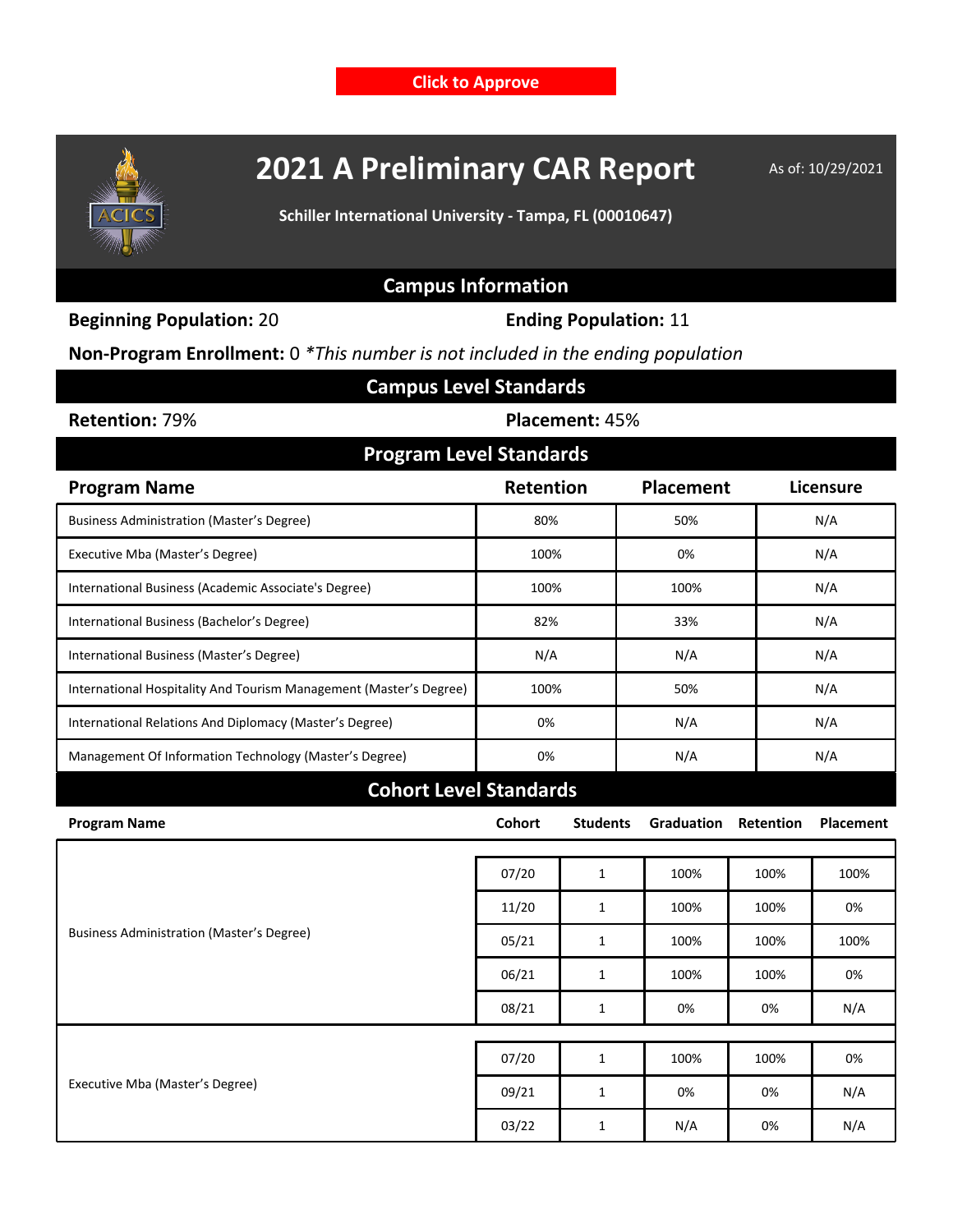Click to Approve

# 2021 A Preliminary CAR Report

As of: 10/29/2021

**Schiller International University - Tampa, FL (00010647)**

## Campus Information

**Beginning Population:** 20 **Ending Population:** 11

**Non-Program Enrollment:** 0 *\*This number is not included in the ending population*

## Campus Level Standards

**Retention:** 79% **Placement:** 45%

## Program Level Standards

| Program Name | Retention | Placement | Licensure |
|---|---|---|---|
| Business Administration (Master's Degree) | 80% | 50% | N/A |
| Executive Mba (Master's Degree) | 100% | 0% | N/A |
| International Business (Academic Associate's Degree) | 100% | 100% | N/A |
| International Business (Bachelor's Degree) | 82% | 33% | N/A |
| International Business (Master's Degree) | N/A | N/A | N/A |
| International Hospitality And Tourism Management (Master's Degree) | 100% | 50% | N/A |
| International Relations And Diplomacy (Master's Degree) | 0% | N/A | N/A |
| Management Of Information Technology (Master's Degree) | 0% | N/A | N/A |

## Cohort Level Standards

| Program Name | Cohort | Students | Graduation | Retention | Placement |
|---|---|---|---|---|---|
| Business Administration (Master's Degree) | 07/20 | 1 | 100% | 100% | 100% |
| | 11/20 | 1 | 100% | 100% | 0% |
| | 05/21 | 1 | 100% | 100% | 100% |
| | 06/21 | 1 | 100% | 100% | 0% |
| | 08/21 | 1 | 0% | 0% | N/A |
| Executive Mba (Master's Degree) | 07/20 | 1 | 100% | 100% | 0% |
| | 09/21 | 1 | 0% | 0% | N/A |
| | 03/22 | 1 | N/A | 0% | N/A |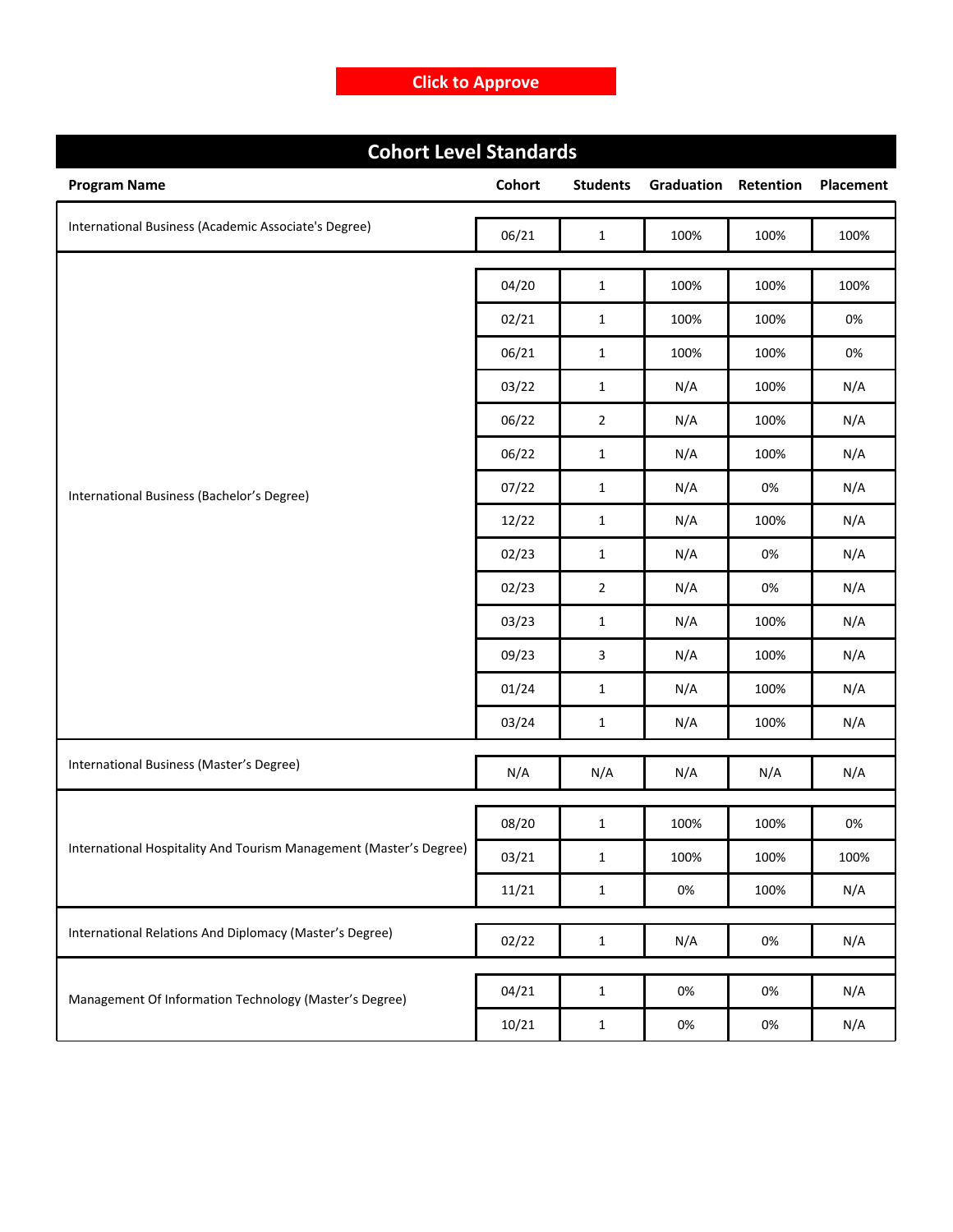Click to Approve

## Cohort Level Standards

| Program Name | Cohort | Students | Graduation | Retention | Placement |
|---|---|---|---|---|---|
| International Business (Academic Associate's Degree) | 06/21 | 1 | 100% | 100% | 100% |
| International Business (Bachelor’s Degree) | 04/20 | 1 | 100% | 100% | 100% |
| | 02/21 | 1 | 100% | 100% | 0% |
| | 06/21 | 1 | 100% | 100% | 0% |
| | 03/22 | 1 | N/A | 100% | N/A |
| | 06/22 | 2 | N/A | 100% | N/A |
| | 06/22 | 1 | N/A | 100% | N/A |
| | 07/22 | 1 | N/A | 0% | N/A |
| | 12/22 | 1 | N/A | 100% | N/A |
| | 02/23 | 1 | N/A | 0% | N/A |
| | 02/23 | 2 | N/A | 0% | N/A |
| | 03/23 | 1 | N/A | 100% | N/A |
| | 09/23 | 3 | N/A | 100% | N/A |
| | 01/24 | 1 | N/A | 100% | N/A |
| | 03/24 | 1 | N/A | 100% | N/A |
| International Business (Master’s Degree) | N/A | N/A | N/A | N/A | N/A |
| International Hospitality And Tourism Management (Master’s Degree) | 08/20 | 1 | 100% | 100% | 0% |
| | 03/21 | 1 | 100% | 100% | 100% |
| | 11/21 | 1 | 0% | 100% | N/A |
| International Relations And Diplomacy (Master’s Degree) | 02/22 | 1 | N/A | 0% | N/A |
| Management Of Information Technology (Master’s Degree) | 04/21 | 1 | 0% | 0% | N/A |
| | 10/21 | 1 | 0% | 0% | N/A |